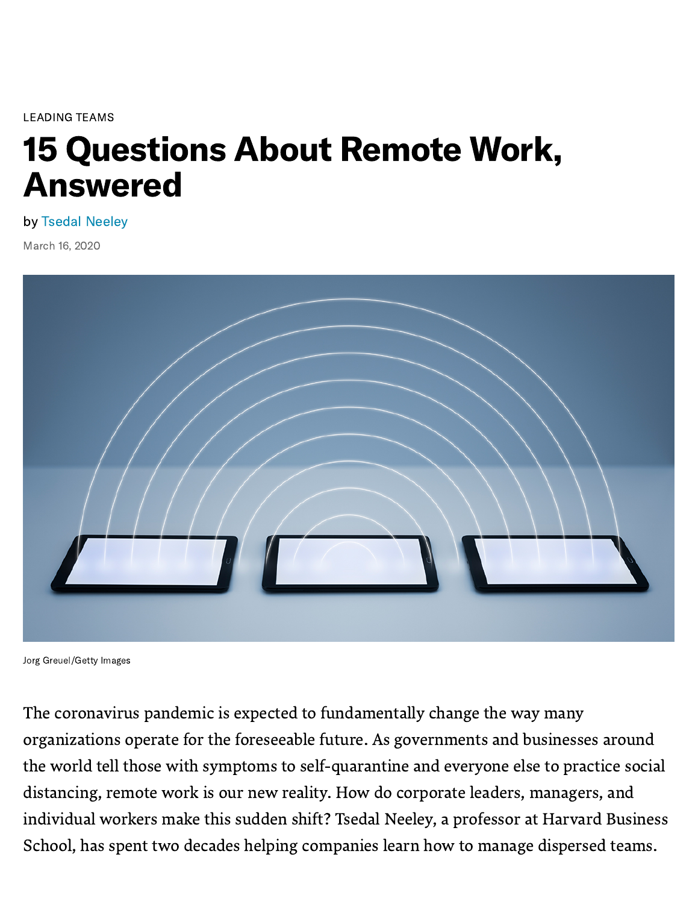LEADING TEAMS

# 15 Questions About Remote Work, Answered

by Tsedal Neeley

March 16, 2020

Jorg Greuel/Getty Images

The coronavirus pandemic is expected to fundamentally change the way many organizations operate for the foreseeable future. As governments and businesses around the world tell those with symptoms to self-quarantine and everyone else to practice social distancing, remote work is our new reality. How do corporate leaders, managers, and individual workers make this sudden shift? Tsedal Neeley, a professor at Harvard Business School, has spent two decades helping companies learn how to manage dispersed teams.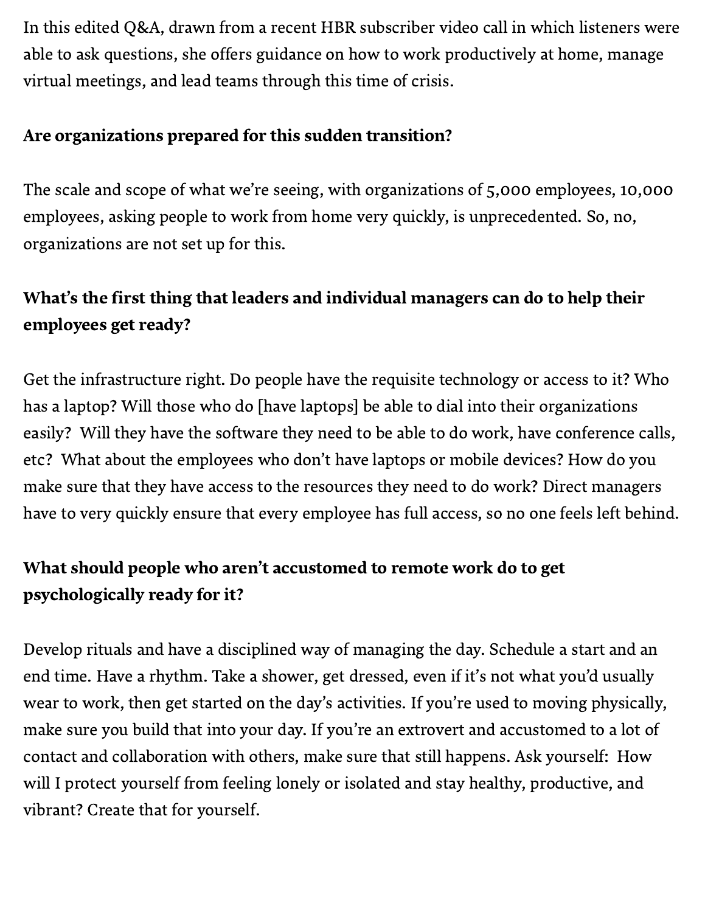In this edited Q&A, drawn from a recent HBR subscriber video call in which listeners were able to ask questions, she offers guidance on how to work productively at home, manage virtual meetings, and lead teams through this time of crisis.

**Are organizations prepared for this sudden transition?**

The scale and scope of what we're seeing, with organizations of 5,000 employees, 10,000 employees, asking people to work from home very quickly, is unprecedented. So, no, organizations are not set up for this.

**What's the first thing that leaders and individual managers can do to help their employees get ready?**

Get the infrastructure right. Do people have the requisite technology or access to it? Who has a laptop? Will those who do [have laptops] be able to dial into their organizations easily? Will they have the software they need to be able to do work, have conference calls, etc? What about the employees who don't have laptops or mobile devices? How do you make sure that they have access to the resources they need to do work? Direct managers have to very quickly ensure that every employee has full access, so no one feels left behind.

**What should people who aren't accustomed to remote work do to get psychologically ready for it?**

Develop rituals and have a disciplined way of managing the day. Schedule a start and an end time. Have a rhythm. Take a shower, get dressed, even if it's not what you'd usually wear to work, then get started on the day's activities. If you're used to moving physically, make sure you build that into your day. If you're an extrovert and accustomed to a lot of contact and collaboration with others, make sure that still happens. Ask yourself: How will I protect yourself from feeling lonely or isolated and stay healthy, productive, and vibrant? Create that for yourself.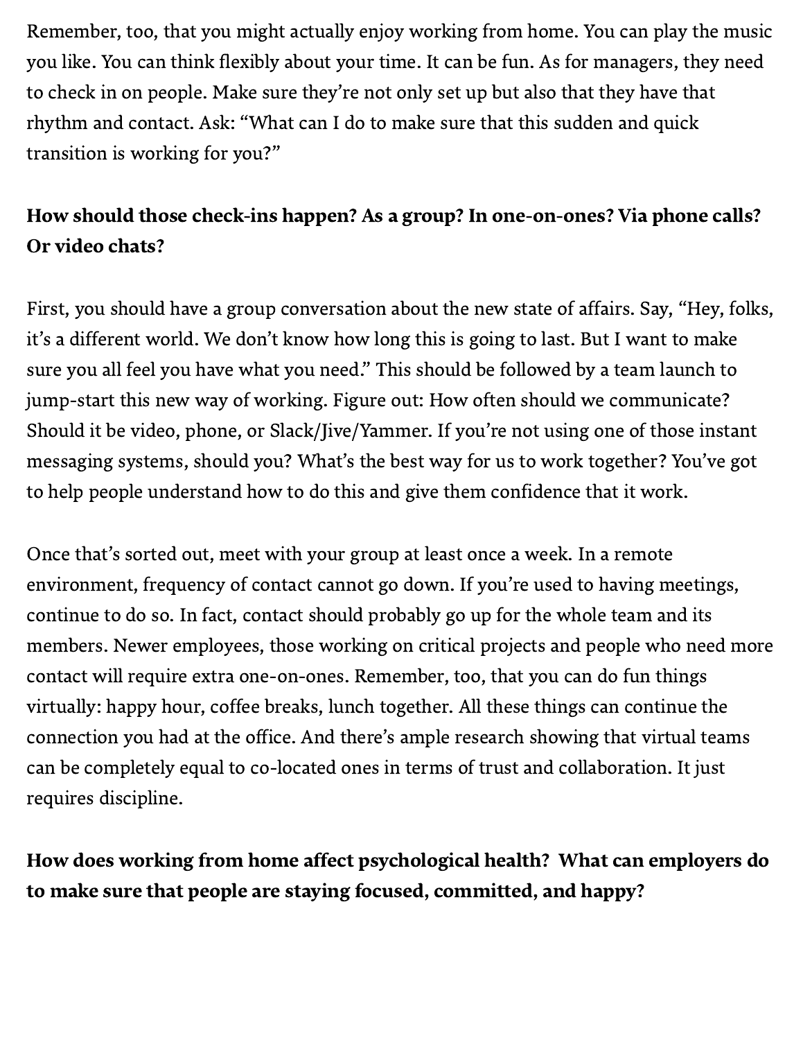Remember, too, that you might actually enjoy working from home. You can play the music you like. You can think flexibly about your time. It can be fun. As for managers, they need to check in on people. Make sure they're not only set up but also that they have that rhythm and contact. Ask: "What can I do to make sure that this sudden and quick transition is working for you?"

**How should those check-ins happen? As a group? In one-on-ones? Via phone calls? Or video chats?**

First, you should have a group conversation about the new state of affairs. Say, "Hey, folks, it's a different world. We don't know how long this is going to last. But I want to make sure you all feel you have what you need." This should be followed by a team launch to jump-start this new way of working. Figure out: How often should we communicate? Should it be video, phone, or Slack/Jive/Yammer. If you're not using one of those instant messaging systems, should you? What's the best way for us to work together? You've got to help people understand how to do this and give them confidence that it work.

Once that's sorted out, meet with your group at least once a week. In a remote environment, frequency of contact cannot go down. If you're used to having meetings, continue to do so. In fact, contact should probably go up for the whole team and its members. Newer employees, those working on critical projects and people who need more contact will require extra one-on-ones. Remember, too, that you can do fun things virtually: happy hour, coffee breaks, lunch together. All these things can continue the connection you had at the office. And there's ample research showing that virtual teams can be completely equal to co-located ones in terms of trust and collaboration. It just requires discipline.

**How does working from home affect psychological health? What can employers do to make sure that people are staying focused, committed, and happy?**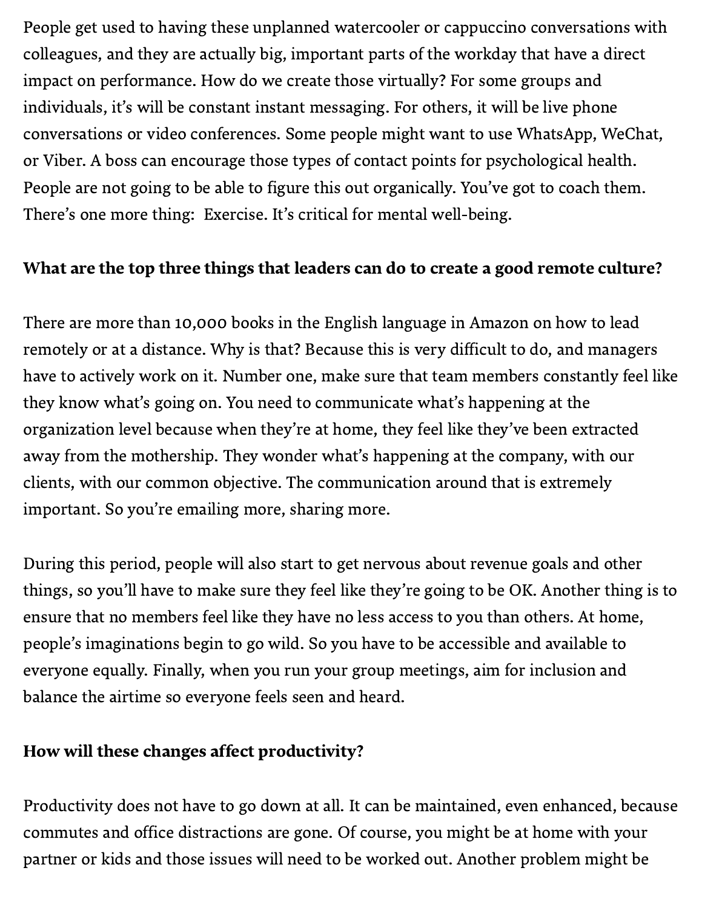People get used to having these unplanned watercooler or cappuccino conversations with colleagues, and they are actually big, important parts of the workday that have a direct impact on performance. How do we create those virtually? For some groups and individuals, it's will be constant instant messaging. For others, it will be live phone conversations or video conferences. Some people might want to use WhatsApp, WeChat, or Viber. A boss can encourage those types of contact points for psychological health. People are not going to be able to figure this out organically. You've got to coach them. There's one more thing:  Exercise. It's critical for mental well-being.

**What are the top three things that leaders can do to create a good remote culture?**

There are more than 10,000 books in the English language in Amazon on how to lead remotely or at a distance. Why is that? Because this is very difficult to do, and managers have to actively work on it. Number one, make sure that team members constantly feel like they know what's going on. You need to communicate what's happening at the organization level because when they're at home, they feel like they've been extracted away from the mothership. They wonder what's happening at the company, with our clients, with our common objective. The communication around that is extremely important. So you're emailing more, sharing more.

During this period, people will also start to get nervous about revenue goals and other things, so you'll have to make sure they feel like they're going to be OK. Another thing is to ensure that no members feel like they have no less access to you than others. At home, people's imaginations begin to go wild. So you have to be accessible and available to everyone equally. Finally, when you run your group meetings, aim for inclusion and balance the airtime so everyone feels seen and heard.

**How will these changes affect productivity?**

Productivity does not have to go down at all. It can be maintained, even enhanced, because commutes and office distractions are gone. Of course, you might be at home with your partner or kids and those issues will need to be worked out. Another problem might be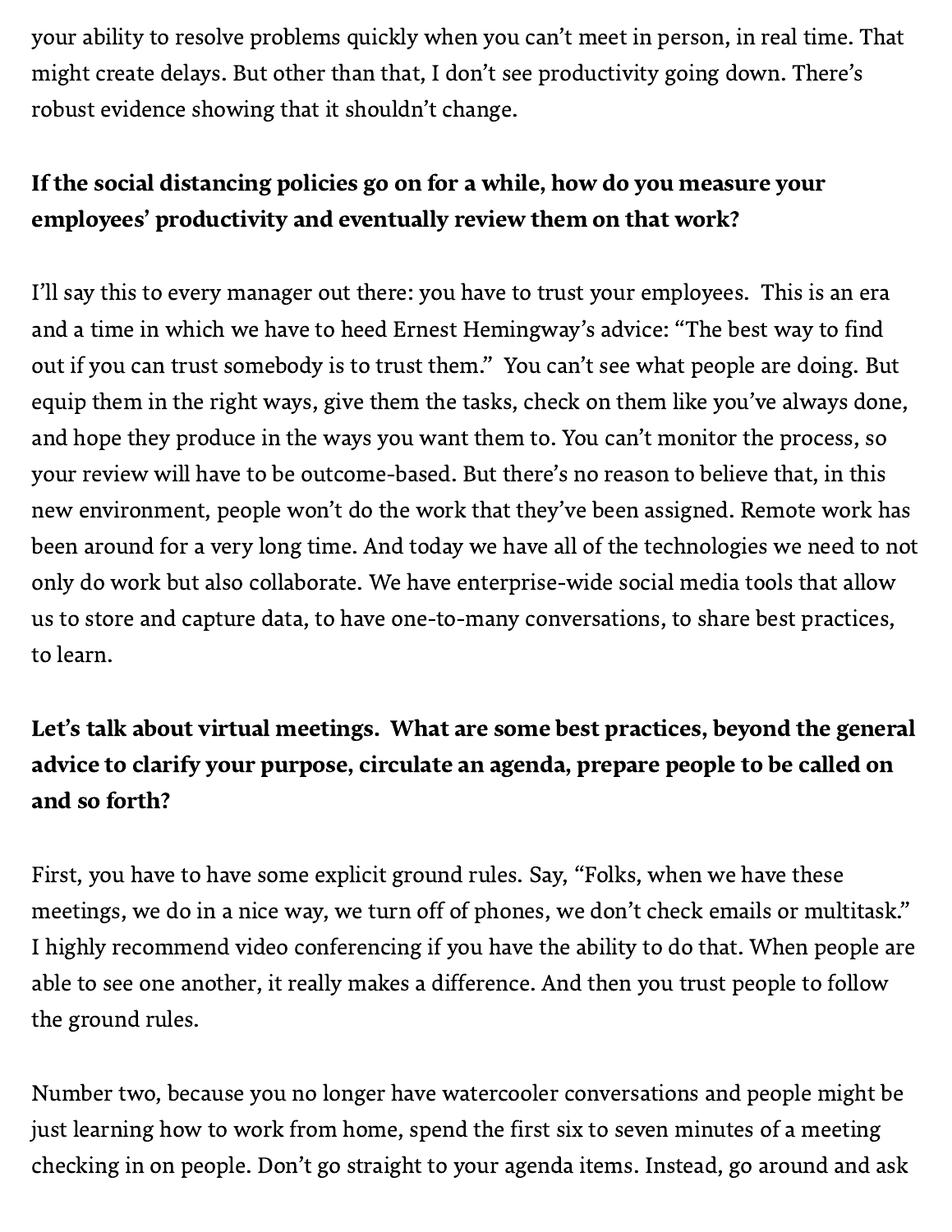your ability to resolve problems quickly when you can't meet in person, in real time. That might create delays. But other than that, I don't see productivity going down. There's robust evidence showing that it shouldn't change.

**If the social distancing policies go on for a while, how do you measure your employees' productivity and eventually review them on that work?**

I'll say this to every manager out there: you have to trust your employees. This is an era and a time in which we have to heed Ernest Hemingway's advice: "The best way to find out if you can trust somebody is to trust them." You can't see what people are doing. But equip them in the right ways, give them the tasks, check on them like you've always done, and hope they produce in the ways you want them to. You can't monitor the process, so your review will have to be outcome-based. But there's no reason to believe that, in this new environment, people won't do the work that they've been assigned. Remote work has been around for a very long time. And today we have all of the technologies we need to not only do work but also collaborate. We have enterprise-wide social media tools that allow us to store and capture data, to have one-to-many conversations, to share best practices, to learn.

**Let's talk about virtual meetings. What are some best practices, beyond the general advice to clarify your purpose, circulate an agenda, prepare people to be called on and so forth?**

First, you have to have some explicit ground rules. Say, "Folks, when we have these meetings, we do in a nice way, we turn off of phones, we don't check emails or multitask." I highly recommend video conferencing if you have the ability to do that. When people are able to see one another, it really makes a difference. And then you trust people to follow the ground rules.

Number two, because you no longer have watercooler conversations and people might be just learning how to work from home, spend the first six to seven minutes of a meeting checking in on people. Don't go straight to your agenda items. Instead, go around and ask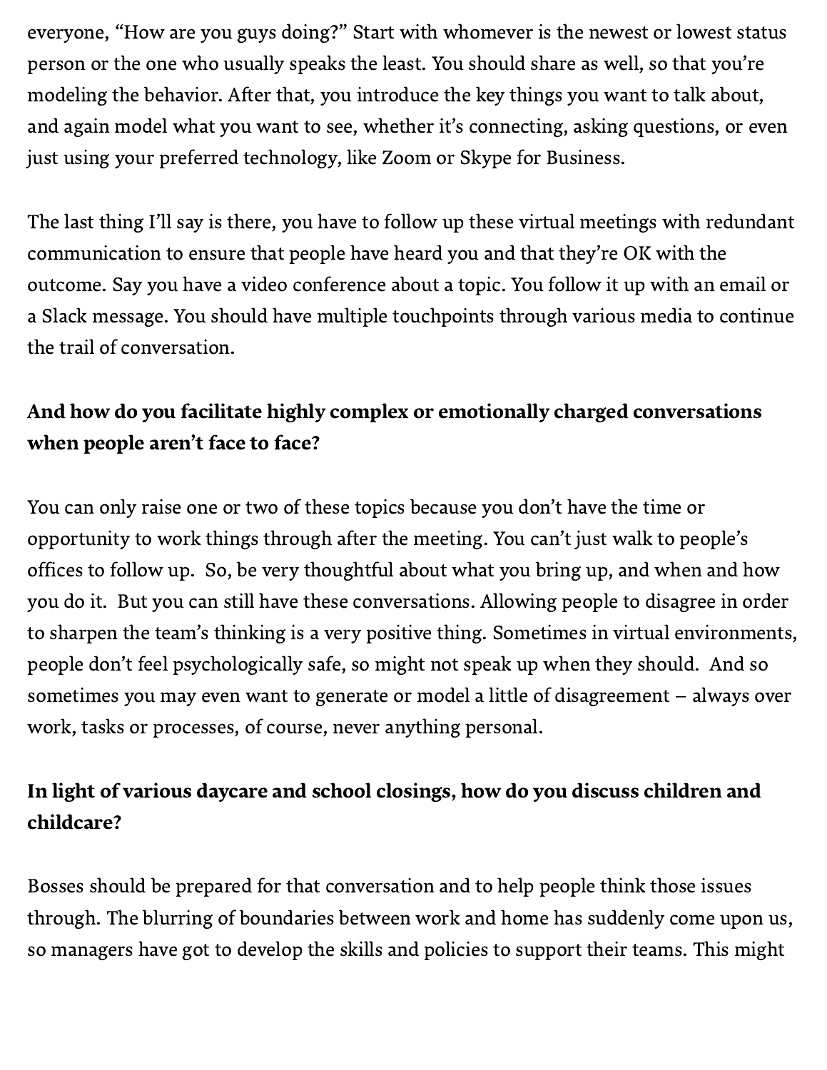everyone, "How are you guys doing?" Start with whomever is the newest or lowest status person or the one who usually speaks the least. You should share as well, so that you're modeling the behavior. After that, you introduce the key things you want to talk about, and again model what you want to see, whether it's connecting, asking questions, or even just using your preferred technology, like Zoom or Skype for Business.

The last thing I'll say is there, you have to follow up these virtual meetings with redundant communication to ensure that people have heard you and that they're OK with the outcome. Say you have a video conference about a topic. You follow it up with an email or a Slack message. You should have multiple touchpoints through various media to continue the trail of conversation.

**And how do you facilitate highly complex or emotionally charged conversations when people aren't face to face?**

You can only raise one or two of these topics because you don't have the time or opportunity to work things through after the meeting. You can't just walk to people's offices to follow up. So, be very thoughtful about what you bring up, and when and how you do it. But you can still have these conversations. Allowing people to disagree in order to sharpen the team's thinking is a very positive thing. Sometimes in virtual environments, people don't feel psychologically safe, so might not speak up when they should. And so sometimes you may even want to generate or model a little of disagreement – always over work, tasks or processes, of course, never anything personal.

**In light of various daycare and school closings, how do you discuss children and childcare?**

Bosses should be prepared for that conversation and to help people think those issues through. The blurring of boundaries between work and home has suddenly come upon us, so managers have got to develop the skills and policies to support their teams. This might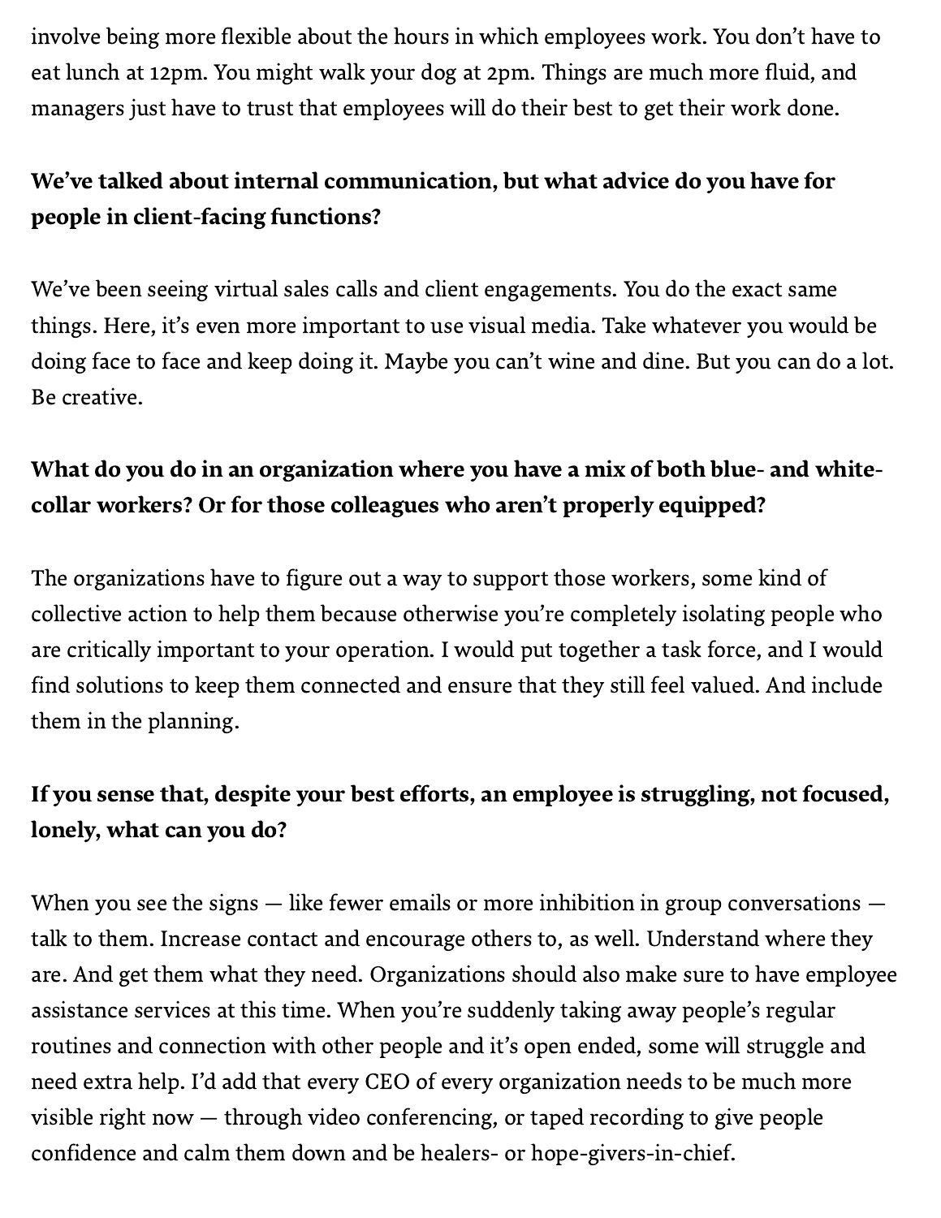involve being more flexible about the hours in which employees work. You don't have to eat lunch at 12pm. You might walk your dog at 2pm. Things are much more fluid, and managers just have to trust that employees will do their best to get their work done.

**We've talked about internal communication, but what advice do you have for people in client-facing functions?**

We've been seeing virtual sales calls and client engagements. You do the exact same things. Here, it's even more important to use visual media. Take whatever you would be doing face to face and keep doing it. Maybe you can't wine and dine. But you can do a lot. Be creative.

**What do you do in an organization where you have a mix of both blue- and white-collar workers? Or for those colleagues who aren't properly equipped?**

The organizations have to figure out a way to support those workers, some kind of collective action to help them because otherwise you're completely isolating people who are critically important to your operation. I would put together a task force, and I would find solutions to keep them connected and ensure that they still feel valued. And include them in the planning.

**If you sense that, despite your best efforts, an employee is struggling, not focused, lonely, what can you do?**

When you see the signs — like fewer emails or more inhibition in group conversations — talk to them. Increase contact and encourage others to, as well. Understand where they are. And get them what they need. Organizations should also make sure to have employee assistance services at this time. When you're suddenly taking away people's regular routines and connection with other people and it's open ended, some will struggle and need extra help. I'd add that every CEO of every organization needs to be much more visible right now — through video conferencing, or taped recording to give people confidence and calm them down and be healers- or hope-givers-in-chief.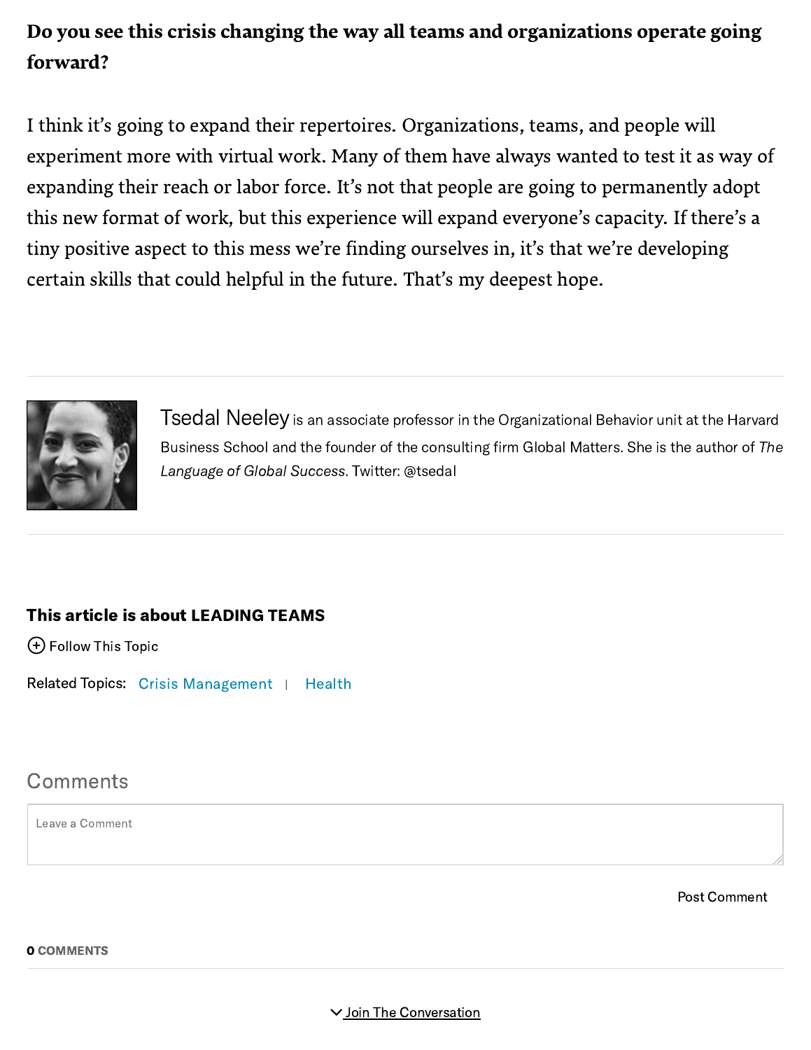**Do you see this crisis changing the way all teams and organizations operate going forward?**

I think it's going to expand their repertoires. Organizations, teams, and people will experiment more with virtual work. Many of them have always wanted to test it as way of expanding their reach or labor force. It's not that people are going to permanently adopt this new format of work, but this experience will expand everyone's capacity. If there's a tiny positive aspect to this mess we're finding ourselves in, it's that we're developing certain skills that could helpful in the future. That's my deepest hope.

---

Tsedal Neeley is an associate professor in the Organizational Behavior unit at the Harvard Business School and the founder of the consulting firm Global Matters. She is the author of *The Language of Global Success*. Twitter: @tsedal

---

**This article is about LEADING TEAMS**

Follow This Topic

Related Topics: Crisis Management | Health

## Comments

Leave a Comment

Post Comment

**0 COMMENTS**

Join The Conversation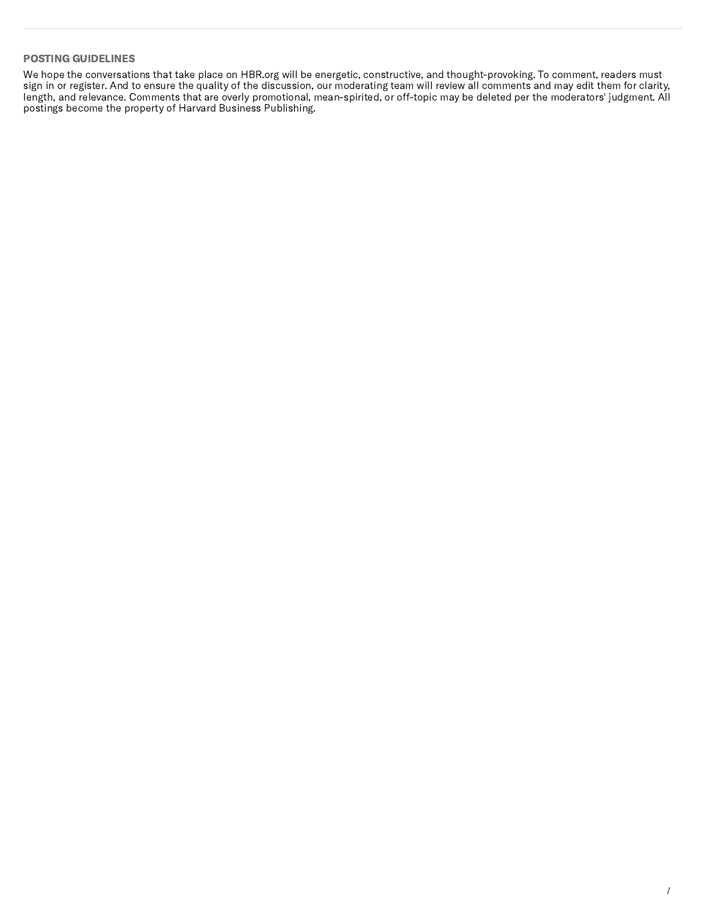### POSTING GUIDELINES

We hope the conversations that take place on HBR.org will be energetic, constructive, and thought-provoking. To comment, readers must sign in or register. And to ensure the quality of the discussion, our moderating team will review all comments and may edit them for clarity, length, and relevance. Comments that are overly promotional, mean-spirited, or off-topic may be deleted per the moderators' judgment. All postings become the property of Harvard Business Publishing.